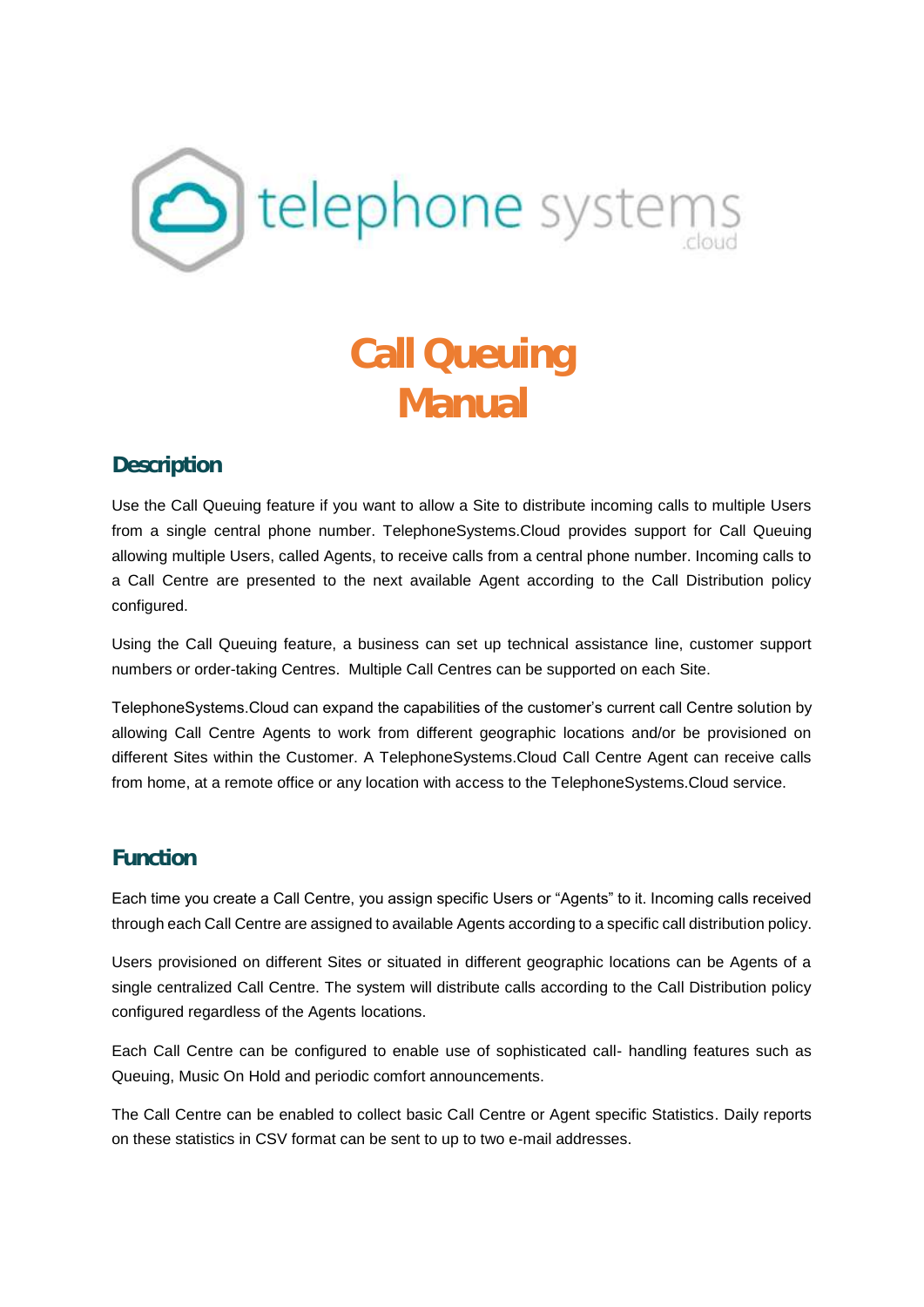# Call Queuing Manual

## Description

Use the Call Queuing feature if you want to allow a Site to distribute incoming calls to multiple Users from a single central phone number. TelephoneSystems.Cloud provides support for Call Queuing allowing multiple Users, called Agents, to receive calls from a central phone number. Incoming calls to a Call Centre are presented to the next available Agent according to the Call Distribution policy configured.

Using the Call Queuing feature, a business can set up technical assistance line, customer support numbers or order-taking Centres. Multiple Call Centres can be supported on each Site.

TelephoneSystems.Cloud can expand the capabilities of the customer's current call Centre solution by allowing Call Centre Agents to work from different geographic locations and/or be provisioned on different Sites within the Customer. A TelephoneSystems.Cloud Call Centre Agent can receive calls from home, at a remote office or any location with access to the TelephoneSystems.Cloud service.

## Function

Each time you create a Call Centre, you assign specific Users or "Agents" to it. Incoming calls received through each Call Centre are assigned to available Agents according to a specific call distribution policy.

Users provisioned on different Sites or situated in different geographic locations can be Agents of a single centralized Call Centre. The system will distribute calls according to the Call Distribution policy configured regardless of the Agents locations.

Each Call Centre can be configured to enable use of sophisticated call- handling features such as Queuing, Music On Hold and periodic comfort announcements.

The Call Centre can be enabled to collect basic Call Centre or Agent specific Statistics. Daily reports on these statistics in CSV format can be sent to up to two e-mail addresses.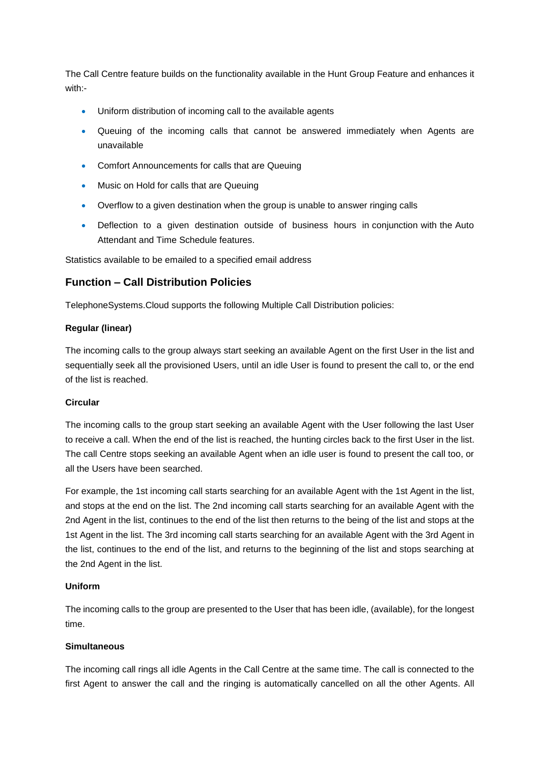The Call Centre feature builds on the functionality available in the Hunt Group Feature and enhances it with:-

- Uniform distribution of incoming call to the available agents
- Queuing of the incoming calls that cannot be answered immediately when Agents are unavailable
- Comfort Announcements for calls that are Queuing
- Music on Hold for calls that are Queuing
- Overflow to a given destination when the group is unable to answer ringing calls
- Deflection to a given destination outside of business hours in conjunction with the Auto Attendant and Time Schedule features.

Statistics available to be emailed to a specified email address

## Function – Call Distribution Policies

TelephoneSystems.Cloud supports the following Multiple Call Distribution policies:

**Regular (linear)**

The incoming calls to the group always start seeking an available Agent on the first User in the list and sequentially seek all the provisioned Users, until an idle User is found to present the call to, or the end of the list is reached.

**Circular**

The incoming calls to the group start seeking an available Agent with the User following the last User to receive a call. When the end of the list is reached, the hunting circles back to the first User in the list. The call Centre stops seeking an available Agent when an idle user is found to present the call too, or all the Users have been searched.

For example, the 1st incoming call starts searching for an available Agent with the 1st Agent in the list, and stops at the end on the list. The 2nd incoming call starts searching for an available Agent with the 2nd Agent in the list, continues to the end of the list then returns to the being of the list and stops at the 1st Agent in the list. The 3rd incoming call starts searching for an available Agent with the 3rd Agent in the list, continues to the end of the list, and returns to the beginning of the list and stops searching at the 2nd Agent in the list.

**Uniform**

The incoming calls to the group are presented to the User that has been idle, (available), for the longest time.

**Simultaneous**

The incoming call rings all idle Agents in the Call Centre at the same time. The call is connected to the first Agent to answer the call and the ringing is automatically cancelled on all the other Agents. All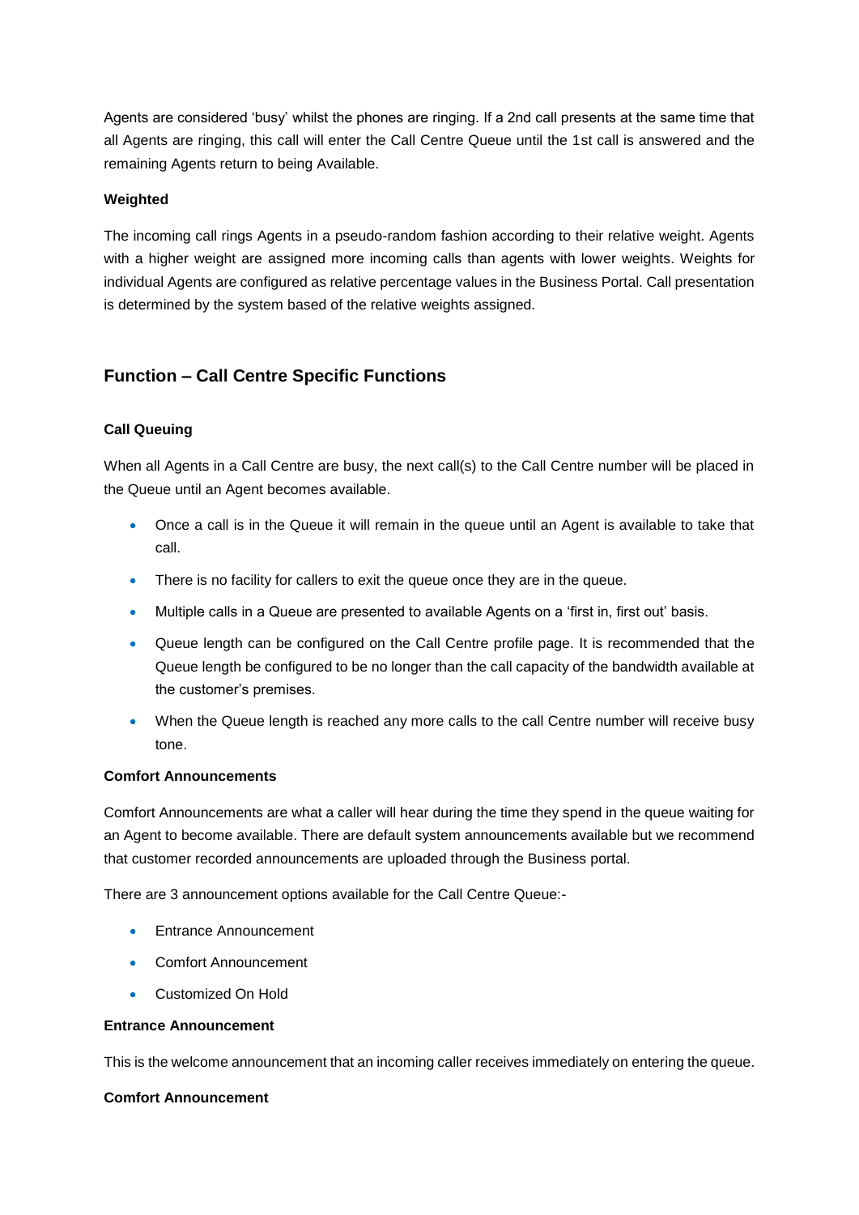Agents are considered 'busy' whilst the phones are ringing. If a 2nd call presents at the same time that all Agents are ringing, this call will enter the Call Centre Queue until the 1st call is answered and the remaining Agents return to being Available.

**Weighted**

The incoming call rings Agents in a pseudo-random fashion according to their relative weight. Agents with a higher weight are assigned more incoming calls than agents with lower weights. Weights for individual Agents are configured as relative percentage values in the Business Portal. Call presentation is determined by the system based of the relative weights assigned.

## Function – Call Centre Specific Functions

**Call Queuing**

When all Agents in a Call Centre are busy, the next call(s) to the Call Centre number will be placed in the Queue until an Agent becomes available.

- Once a call is in the Queue it will remain in the queue until an Agent is available to take that call.
- There is no facility for callers to exit the queue once they are in the queue.
- Multiple calls in a Queue are presented to available Agents on a 'first in, first out' basis.
- Queue length can be configured on the Call Centre profile page. It is recommended that the Queue length be configured to be no longer than the call capacity of the bandwidth available at the customer's premises.
- When the Queue length is reached any more calls to the call Centre number will receive busy tone.

**Comfort Announcements**

Comfort Announcements are what a caller will hear during the time they spend in the queue waiting for an Agent to become available. There are default system announcements available but we recommend that customer recorded announcements are uploaded through the Business portal.

There are 3 announcement options available for the Call Centre Queue:-

- Entrance Announcement
- Comfort Announcement
- Customized On Hold

**Entrance Announcement**

This is the welcome announcement that an incoming caller receives immediately on entering the queue.

**Comfort Announcement**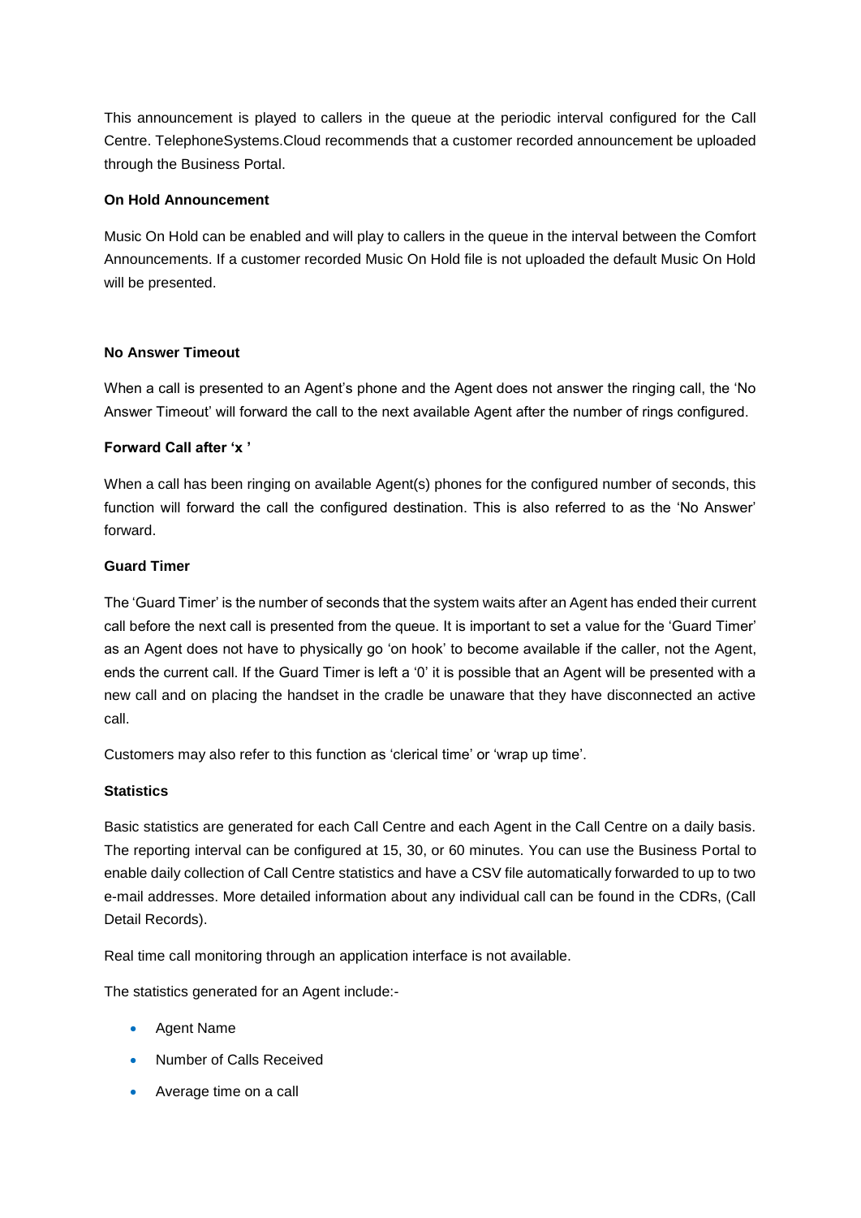This announcement is played to callers in the queue at the periodic interval configured for the Call Centre. TelephoneSystems.Cloud recommends that a customer recorded announcement be uploaded through the Business Portal.

**On Hold Announcement**

Music On Hold can be enabled and will play to callers in the queue in the interval between the Comfort Announcements. If a customer recorded Music On Hold file is not uploaded the default Music On Hold will be presented.

**No Answer Timeout**

When a call is presented to an Agent's phone and the Agent does not answer the ringing call, the 'No Answer Timeout' will forward the call to the next available Agent after the number of rings configured.

**Forward Call after 'x '**

When a call has been ringing on available Agent(s) phones for the configured number of seconds, this function will forward the call the configured destination. This is also referred to as the 'No Answer' forward.

**Guard Timer**

The 'Guard Timer' is the number of seconds that the system waits after an Agent has ended their current call before the next call is presented from the queue. It is important to set a value for the 'Guard Timer' as an Agent does not have to physically go 'on hook' to become available if the caller, not the Agent, ends the current call. If the Guard Timer is left a '0' it is possible that an Agent will be presented with a new call and on placing the handset in the cradle be unaware that they have disconnected an active call.

Customers may also refer to this function as 'clerical time' or 'wrap up time'.

**Statistics**

Basic statistics are generated for each Call Centre and each Agent in the Call Centre on a daily basis. The reporting interval can be configured at 15, 30, or 60 minutes. You can use the Business Portal to enable daily collection of Call Centre statistics and have a CSV file automatically forwarded to up to two e-mail addresses. More detailed information about any individual call can be found in the CDRs, (Call Detail Records).

Real time call monitoring through an application interface is not available.

The statistics generated for an Agent include:-

- Agent Name
- Number of Calls Received
- Average time on a call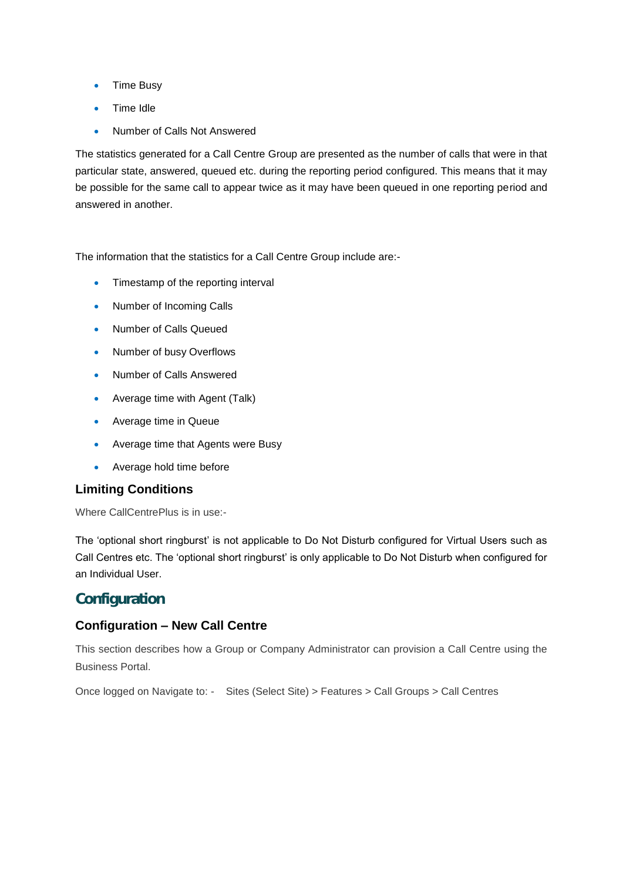- Time Busy
- Time Idle
- Number of Calls Not Answered

The statistics generated for a Call Centre Group are presented as the number of calls that were in that particular state, answered, queued etc. during the reporting period configured. This means that it may be possible for the same call to appear twice as it may have been queued in one reporting period and answered in another.

The information that the statistics for a Call Centre Group include are:-

- Timestamp of the reporting interval
- Number of Incoming Calls
- Number of Calls Queued
- Number of busy Overflows
- Number of Calls Answered
- Average time with Agent (Talk)
- Average time in Queue
- Average time that Agents were Busy
- Average hold time before

### Limiting Conditions

Where CallCentrePlus is in use:-

The 'optional short ringburst' is not applicable to Do Not Disturb configured for Virtual Users such as Call Centres etc. The 'optional short ringburst' is only applicable to Do Not Disturb when configured for an Individual User.

## Configuration

### Configuration – New Call Centre

This section describes how a Group or Company Administrator can provision a Call Centre using the Business Portal.

Once logged on Navigate to: - Sites (Select Site) > Features > Call Groups > Call Centres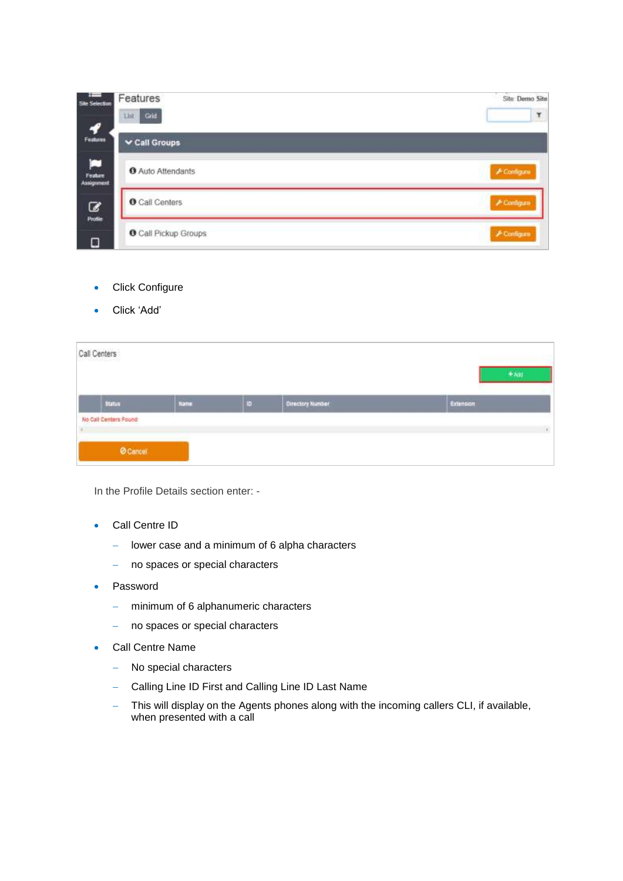- Click Configure
- Click 'Add'

In the Profile Details section enter: -

- Call Centre ID
  - lower case and a minimum of 6 alpha characters
  - no spaces or special characters
- Password
  - minimum of 6 alphanumeric characters
  - no spaces or special characters
- Call Centre Name
  - No special characters
  - Calling Line ID First and Calling Line ID Last Name
  - This will display on the Agents phones along with the incoming callers CLI, if available, when presented with a call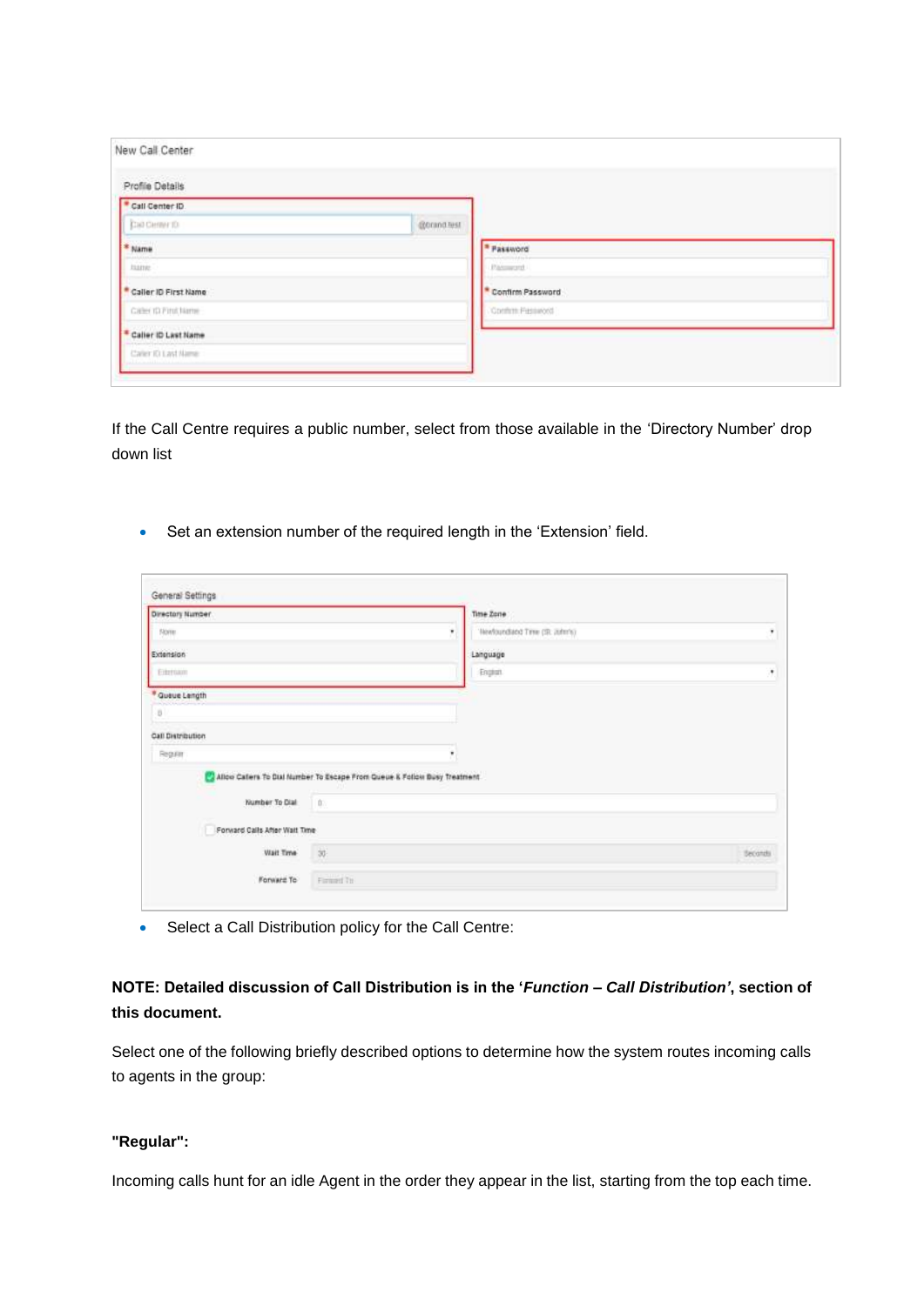New Call Center

Profile Details

* Call Center ID
@brand test

* Name

* Caller ID First Name

* Caller ID Last Name

* Password

* Confirm Password

If the Call Centre requires a public number, select from those available in the 'Directory Number' drop down list

- Set an extension number of the required length in the 'Extension' field.

General Settings

Directory Number

Extension

Time Zone

Language

* Queue Length

Call Distribution

Allow Callers To Dial Number To Escape From Queue & Follow Busy Treatment

Number To Dial

Forward Calls After Wait Time

Wait Time — Seconds

Forward To

- Select a Call Distribution policy for the Call Centre:

**NOTE: Detailed discussion of Call Distribution is in the '*Function – Call Distribution'*, section of this document.**

Select one of the following briefly described options to determine how the system routes incoming calls to agents in the group:

**"Regular":**

Incoming calls hunt for an idle Agent in the order they appear in the list, starting from the top each time.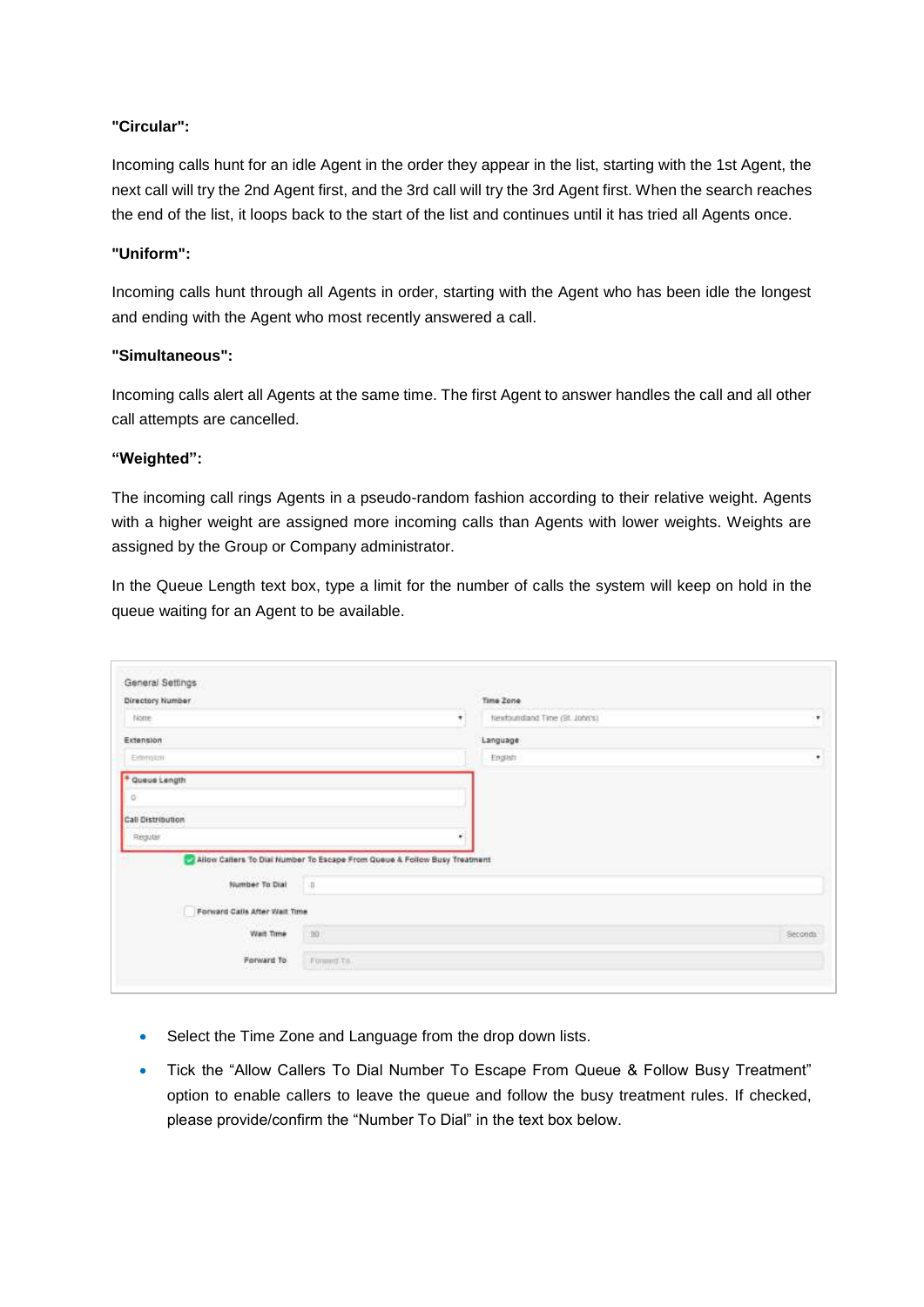**"Circular":**

Incoming calls hunt for an idle Agent in the order they appear in the list, starting with the 1st Agent, the next call will try the 2nd Agent first, and the 3rd call will try the 3rd Agent first. When the search reaches the end of the list, it loops back to the start of the list and continues until it has tried all Agents once.

**"Uniform":**

Incoming calls hunt through all Agents in order, starting with the Agent who has been idle the longest and ending with the Agent who most recently answered a call.

**"Simultaneous":**

Incoming calls alert all Agents at the same time. The first Agent to answer handles the call and all other call attempts are cancelled.

**"Weighted":**

The incoming call rings Agents in a pseudo-random fashion according to their relative weight. Agents with a higher weight are assigned more incoming calls than Agents with lower weights. Weights are assigned by the Group or Company administrator.

In the Queue Length text box, type a limit for the number of calls the system will keep on hold in the queue waiting for an Agent to be available.

- Select the Time Zone and Language from the drop down lists.
- Tick the "Allow Callers To Dial Number To Escape From Queue & Follow Busy Treatment" option to enable callers to leave the queue and follow the busy treatment rules. If checked, please provide/confirm the "Number To Dial" in the text box below.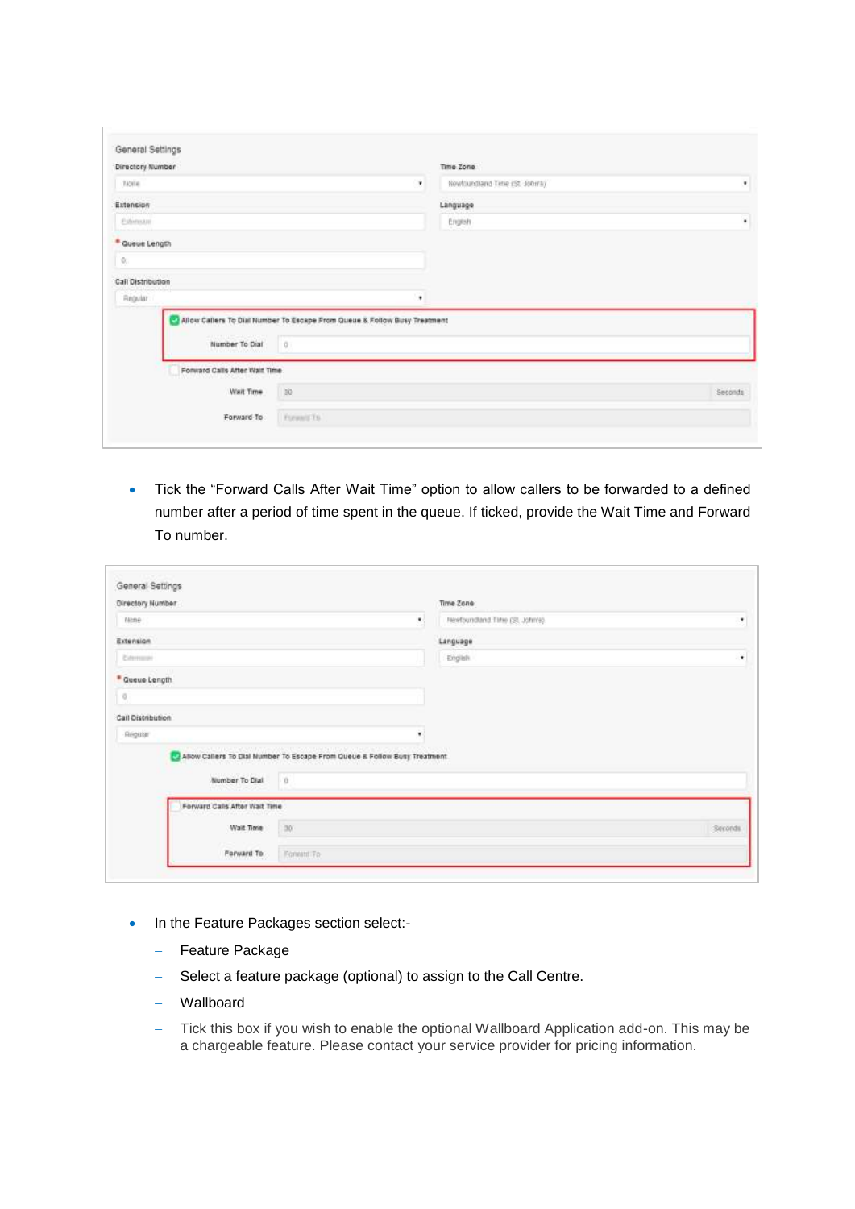General Settings

Directory Number: None

Time Zone: Newfoundland Time (St. Johns)

Extension: Extension

Language: English

* Queue Length: 0

Call Distribution: Regular

☑ Allow Callers To Dial Number To Escape From Queue & Follow Busy Treatment

Number To Dial: 0

☐ Forward Calls After Wait Time

Wait Time: 30 Seconds

Forward To: Forward To

- Tick the “Forward Calls After Wait Time” option to allow callers to be forwarded to a defined number after a period of time spent in the queue. If ticked, provide the Wait Time and Forward To number.

General Settings

Directory Number: None

Time Zone: Newfoundland Time (St. Johns)

Extension: Extension

Language: English

* Queue Length: 0

Call Distribution: Regular

☑ Allow Callers To Dial Number To Escape From Queue & Follow Busy Treatment

Number To Dial: 0

☐ Forward Calls After Wait Time

Wait Time: 30 Seconds

Forward To: Forward To

- In the Feature Packages section select:-
  - Feature Package
  - Select a feature package (optional) to assign to the Call Centre.
  - Wallboard
  - Tick this box if you wish to enable the optional Wallboard Application add-on. This may be a chargeable feature. Please contact your service provider for pricing information.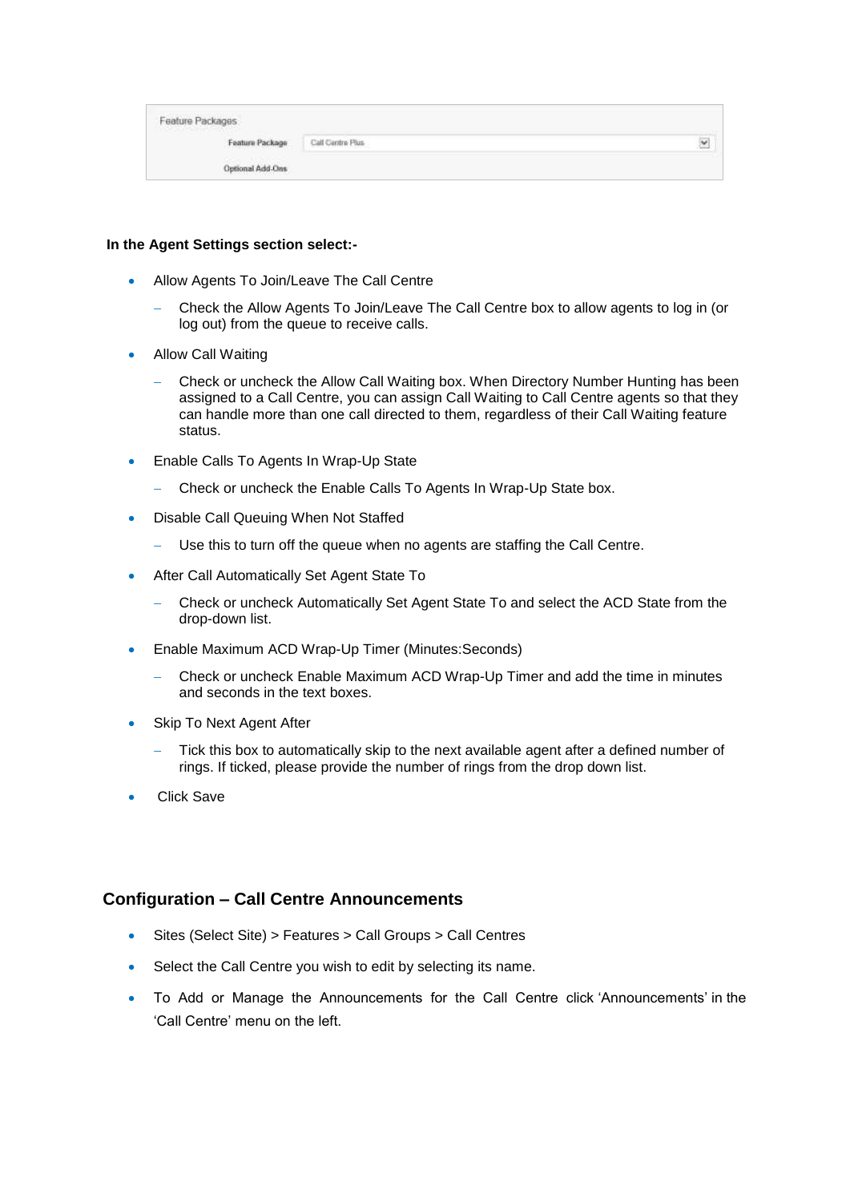Feature Packages

| Feature Package | Call Centre Plus |
| --- | --- |
| Optional Add-Ons | |

**In the Agent Settings section select:-**

- Allow Agents To Join/Leave The Call Centre
  - Check the Allow Agents To Join/Leave The Call Centre box to allow agents to log in (or log out) from the queue to receive calls.
- Allow Call Waiting
  - Check or uncheck the Allow Call Waiting box. When Directory Number Hunting has been assigned to a Call Centre, you can assign Call Waiting to Call Centre agents so that they can handle more than one call directed to them, regardless of their Call Waiting feature status.
- Enable Calls To Agents In Wrap-Up State
  - Check or uncheck the Enable Calls To Agents In Wrap-Up State box.
- Disable Call Queuing When Not Staffed
  - Use this to turn off the queue when no agents are staffing the Call Centre.
- After Call Automatically Set Agent State To
  - Check or uncheck Automatically Set Agent State To and select the ACD State from the drop-down list.
- Enable Maximum ACD Wrap-Up Timer (Minutes:Seconds)
  - Check or uncheck Enable Maximum ACD Wrap-Up Timer and add the time in minutes and seconds in the text boxes.
- Skip To Next Agent After
  - Tick this box to automatically skip to the next available agent after a defined number of rings. If ticked, please provide the number of rings from the drop down list.
- Click Save

## Configuration – Call Centre Announcements

- Sites (Select Site) > Features > Call Groups > Call Centres
- Select the Call Centre you wish to edit by selecting its name.
- To Add or Manage the Announcements for the Call Centre click 'Announcements' in the 'Call Centre' menu on the left.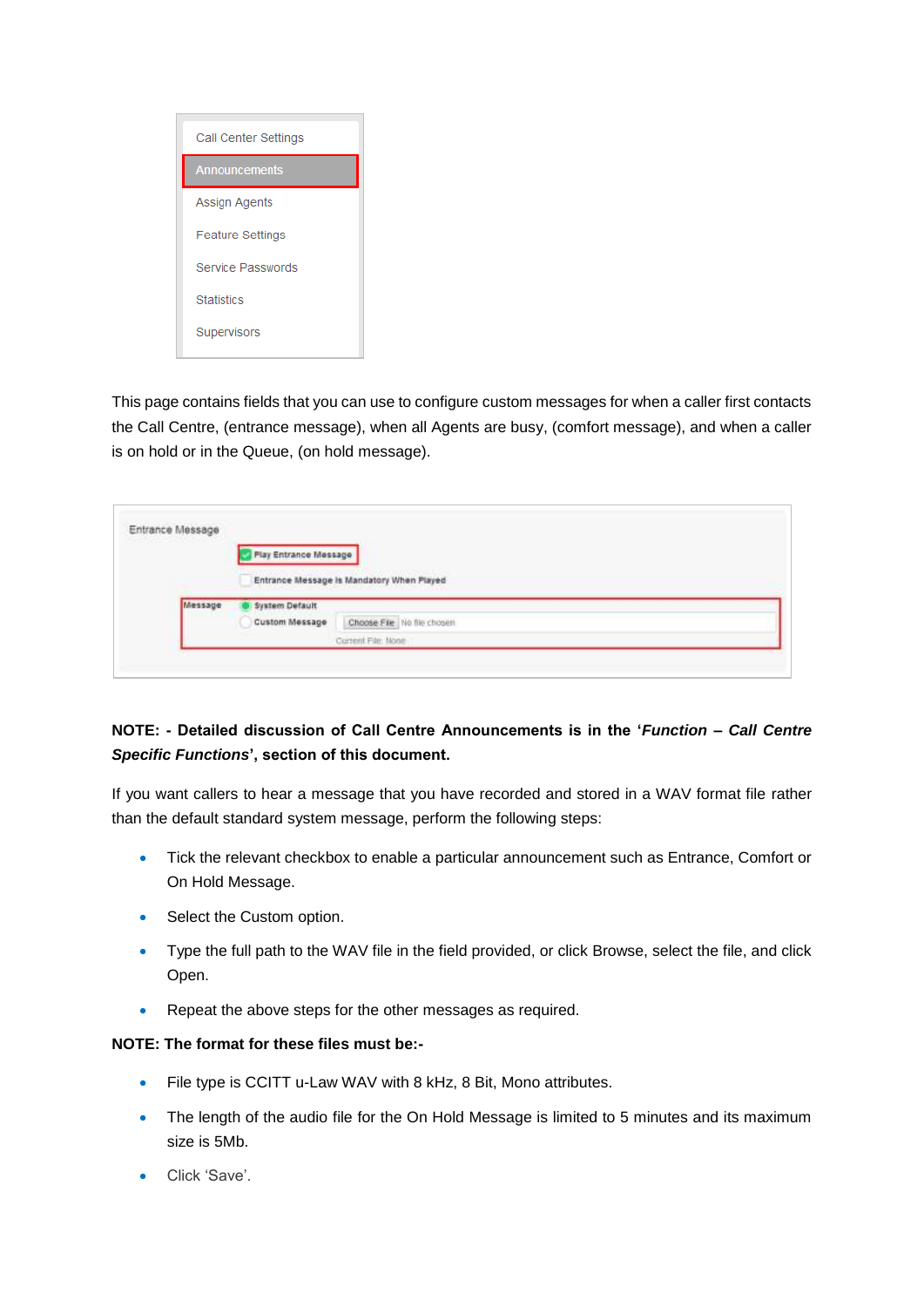This page contains fields that you can use to configure custom messages for when a caller first contacts the Call Centre, (entrance message), when all Agents are busy, (comfort message), and when a caller is on hold or in the Queue, (on hold message).

**NOTE: - Detailed discussion of Call Centre Announcements is in the '*Function – Call Centre Specific Functions*', section of this document.**

If you want callers to hear a message that you have recorded and stored in a WAV format file rather than the default standard system message, perform the following steps:

- Tick the relevant checkbox to enable a particular announcement such as Entrance, Comfort or On Hold Message.
- Select the Custom option.
- Type the full path to the WAV file in the field provided, or click Browse, select the file, and click Open.
- Repeat the above steps for the other messages as required.

**NOTE: The format for these files must be:-**

- File type is CCITT u-Law WAV with 8 kHz, 8 Bit, Mono attributes.
- The length of the audio file for the On Hold Message is limited to 5 minutes and its maximum size is 5Mb.
- Click 'Save'.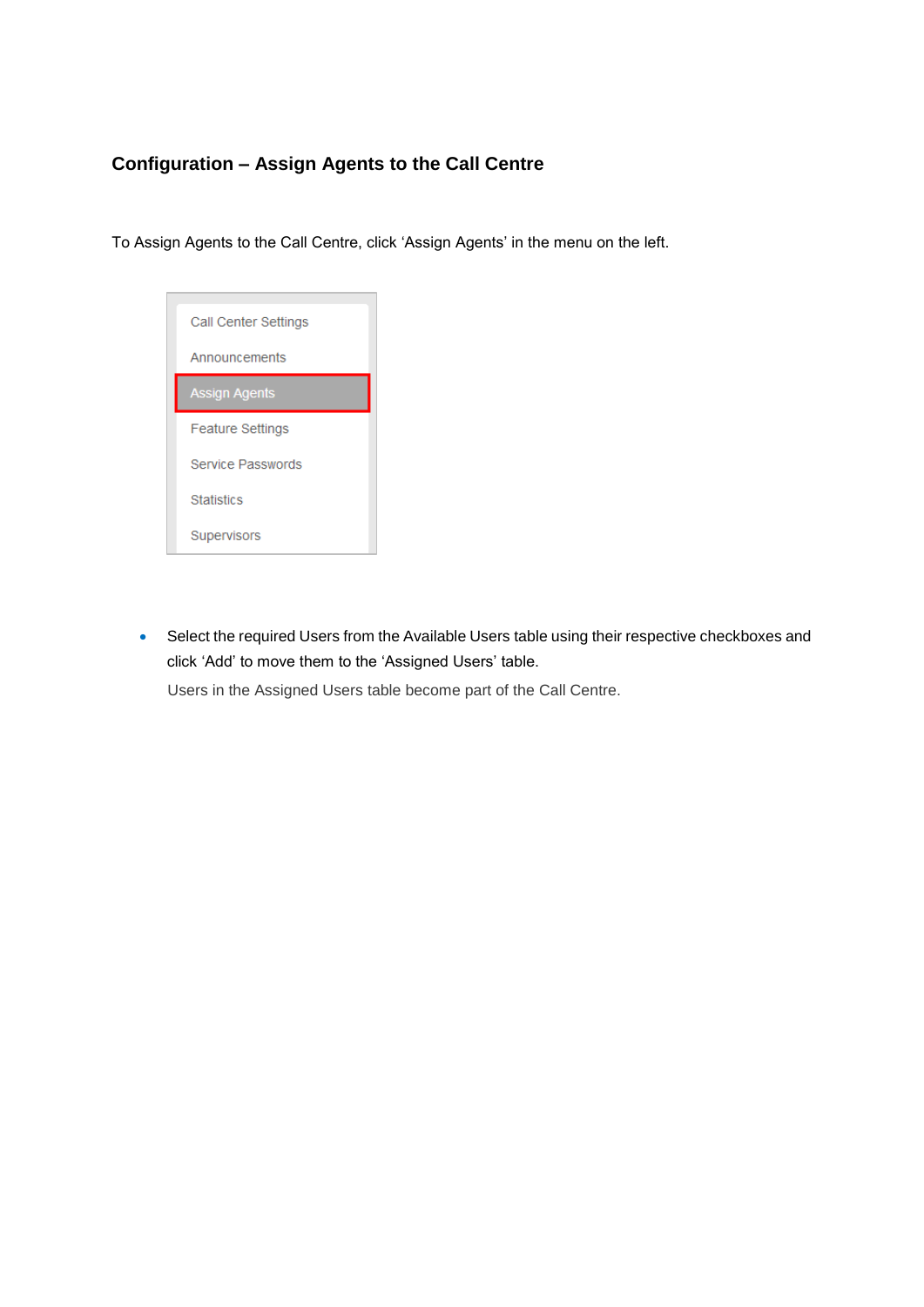## Configuration – Assign Agents to the Call Centre

To Assign Agents to the Call Centre, click 'Assign Agents' in the menu on the left.

- Select the required Users from the Available Users table using their respective checkboxes and click 'Add' to move them to the 'Assigned Users' table.

  Users in the Assigned Users table become part of the Call Centre.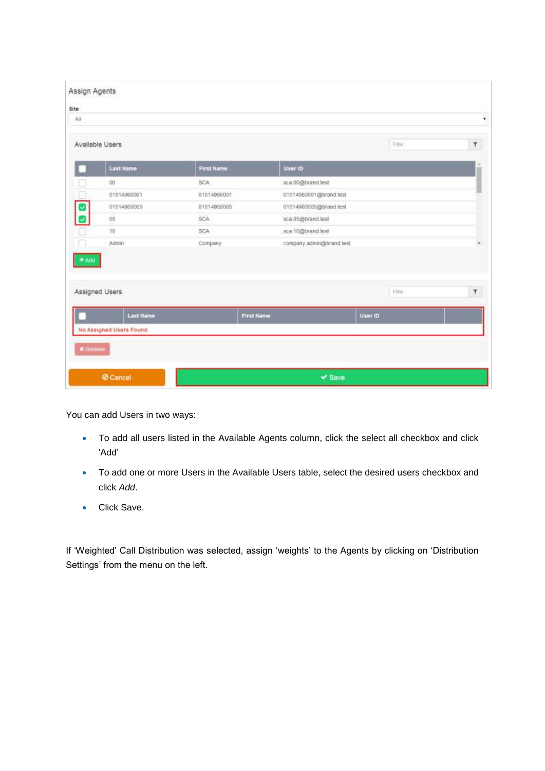You can add Users in two ways:

- To add all users listed in the Available Agents column, click the select all checkbox and click 'Add'
- To add one or more Users in the Available Users table, select the desired users checkbox and click *Add*.
- Click Save.

If 'Weighted' Call Distribution was selected, assign 'weights' to the Agents by clicking on 'Distribution Settings' from the menu on the left.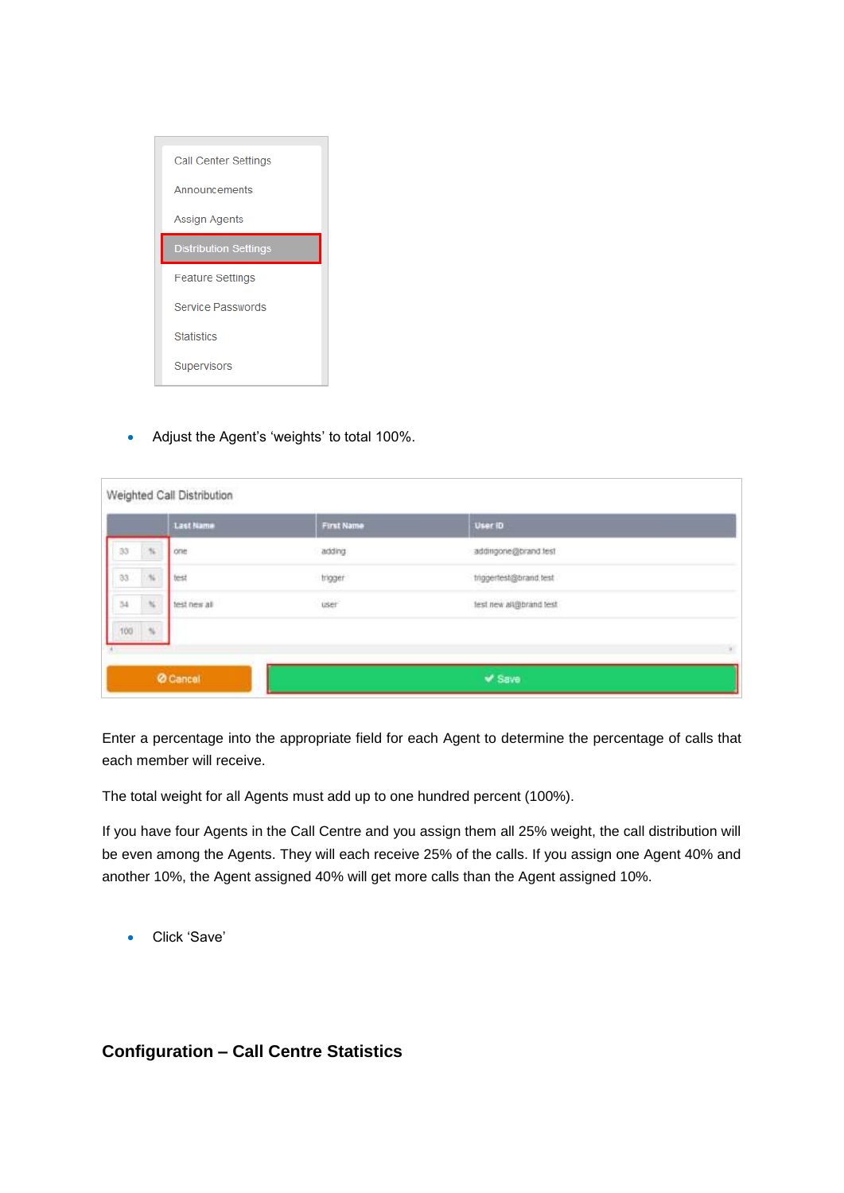Call Center Settings

Announcements

Assign Agents

Distribution Settings

Feature Settings

Service Passwords

Statistics

Supervisors

- Adjust the Agent's 'weights' to total 100%.

Weighted Call Distribution

| | Last Name | First Name | User ID |
|---|---|---|---|
| 33 % | one | adding | addingone@brand.test |
| 33 % | test | trigger | triggertest@brand.test |
| 34 % | test new all | user | test.new.all@brand.test |
| 100 % | | | |

Cancel | Save

Enter a percentage into the appropriate field for each Agent to determine the percentage of calls that each member will receive.

The total weight for all Agents must add up to one hundred percent (100%).

If you have four Agents in the Call Centre and you assign them all 25% weight, the call distribution will be even among the Agents. They will each receive 25% of the calls. If you assign one Agent 40% and another 10%, the Agent assigned 40% will get more calls than the Agent assigned 10%.

- Click 'Save'

## Configuration – Call Centre Statistics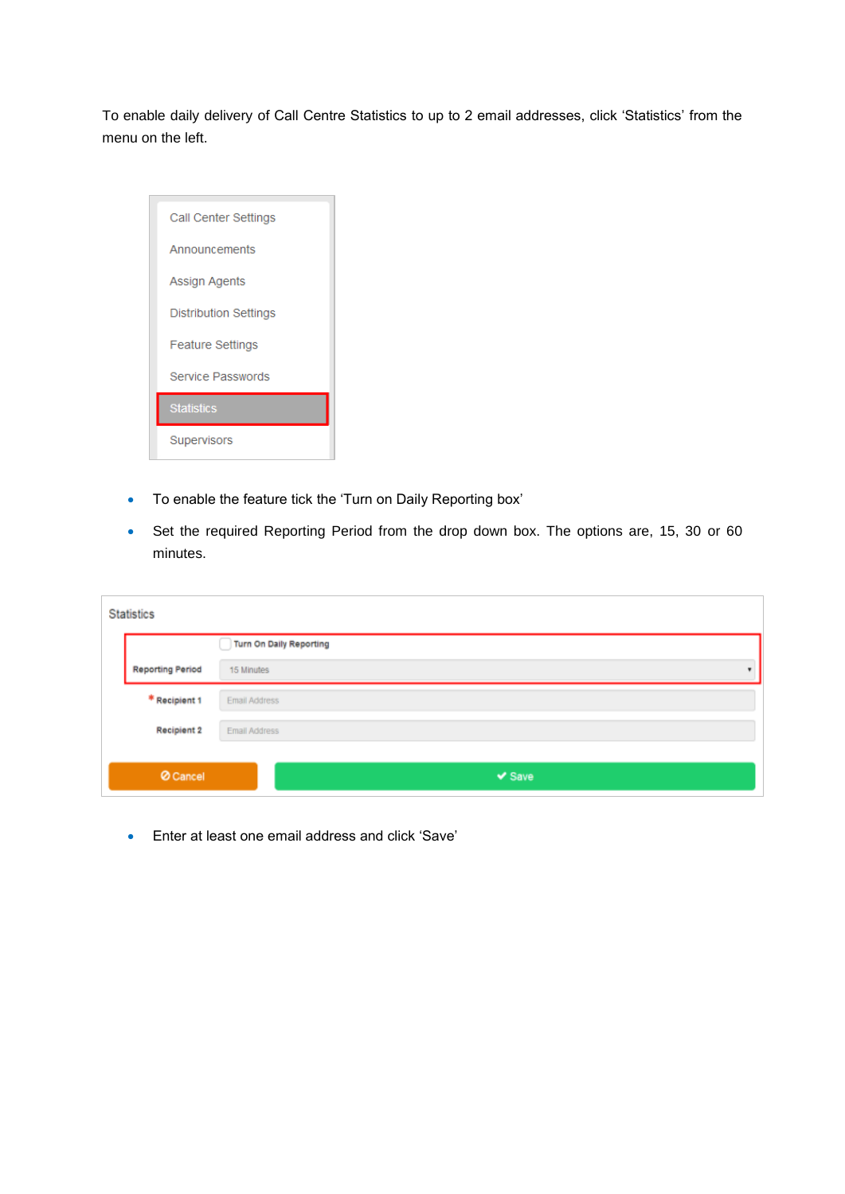To enable daily delivery of Call Centre Statistics to up to 2 email addresses, click 'Statistics' from the menu on the left.

- To enable the feature tick the 'Turn on Daily Reporting box'
- Set the required Reporting Period from the drop down box. The options are, 15, 30 or 60 minutes.

- Enter at least one email address and click 'Save'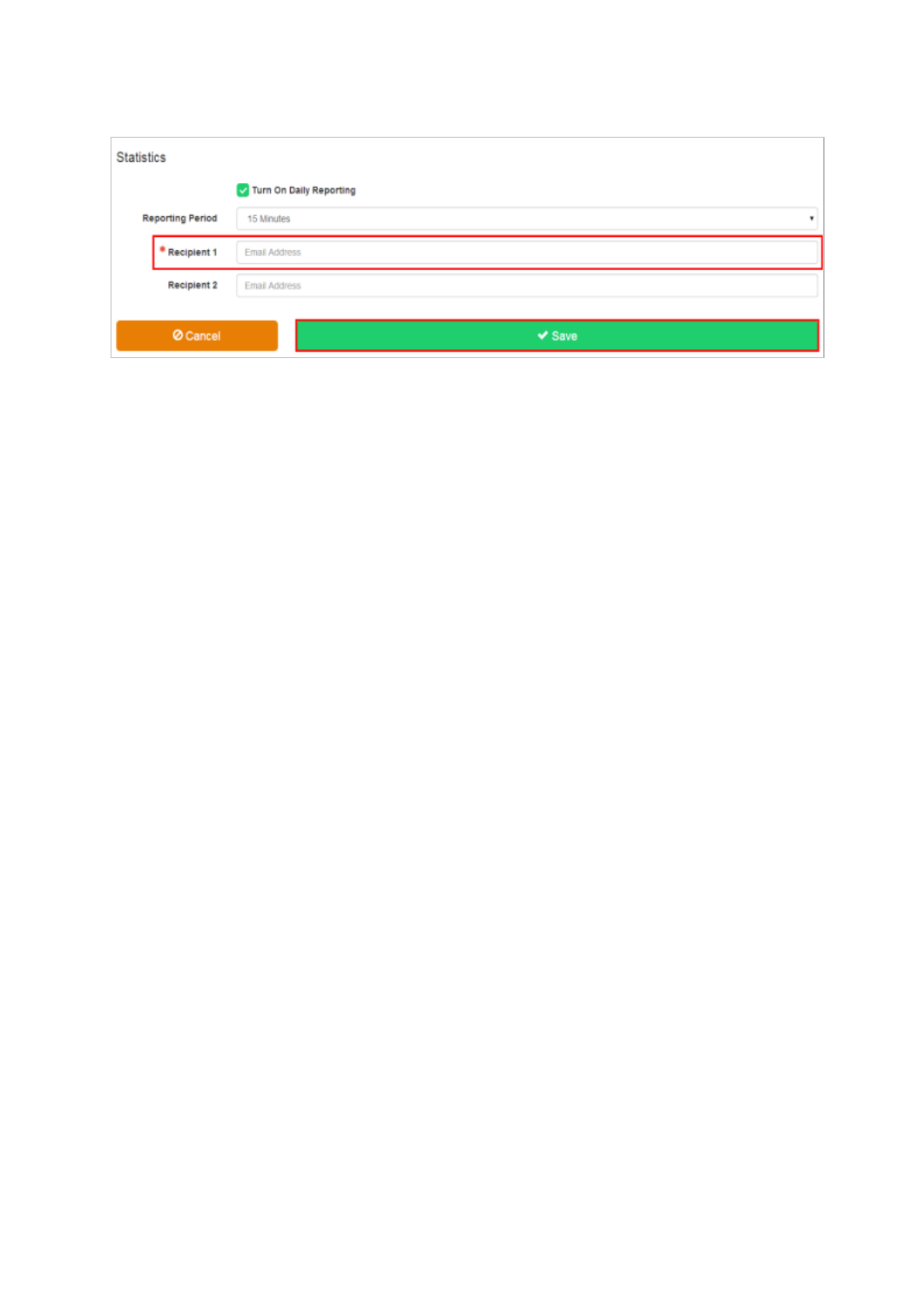Statistics

- [x] Turn On Daily Reporting

| | |
|---|---|
| Reporting Period | 15 Minutes |
| * Recipient 1 | Email Address |
| Recipient 2 | Email Address |

Cancel | Save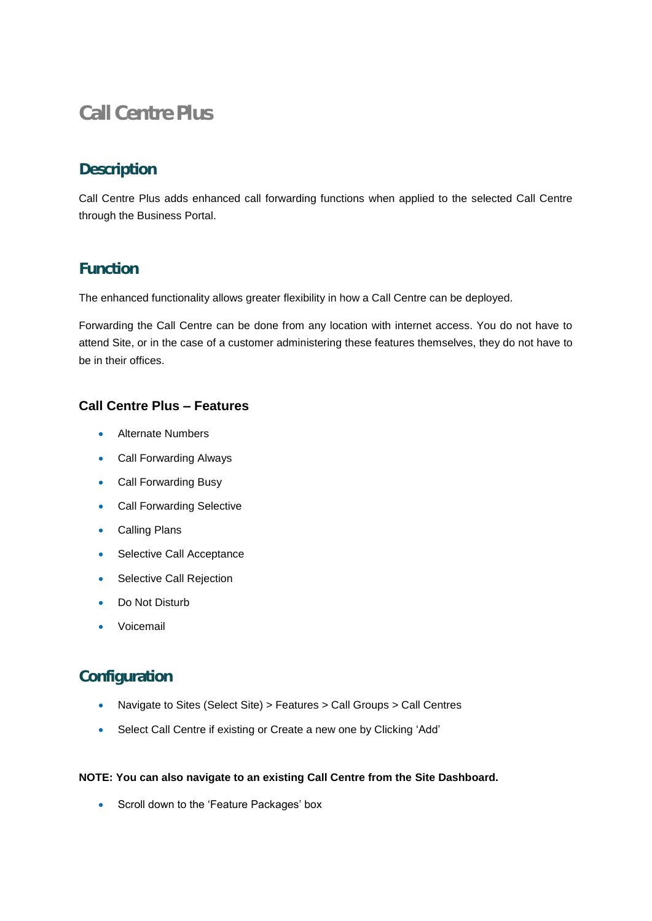# Call Centre Plus

## Description

Call Centre Plus adds enhanced call forwarding functions when applied to the selected Call Centre through the Business Portal.

## Function

The enhanced functionality allows greater flexibility in how a Call Centre can be deployed.

Forwarding the Call Centre can be done from any location with internet access. You do not have to attend Site, or in the case of a customer administering these features themselves, they do not have to be in their offices.

### Call Centre Plus – Features

- Alternate Numbers
- Call Forwarding Always
- Call Forwarding Busy
- Call Forwarding Selective
- Calling Plans
- Selective Call Acceptance
- Selective Call Rejection
- Do Not Disturb
- Voicemail

## Configuration

- Navigate to Sites (Select Site) > Features > Call Groups > Call Centres
- Select Call Centre if existing or Create a new one by Clicking 'Add'

**NOTE: You can also navigate to an existing Call Centre from the Site Dashboard.**

- Scroll down to the 'Feature Packages' box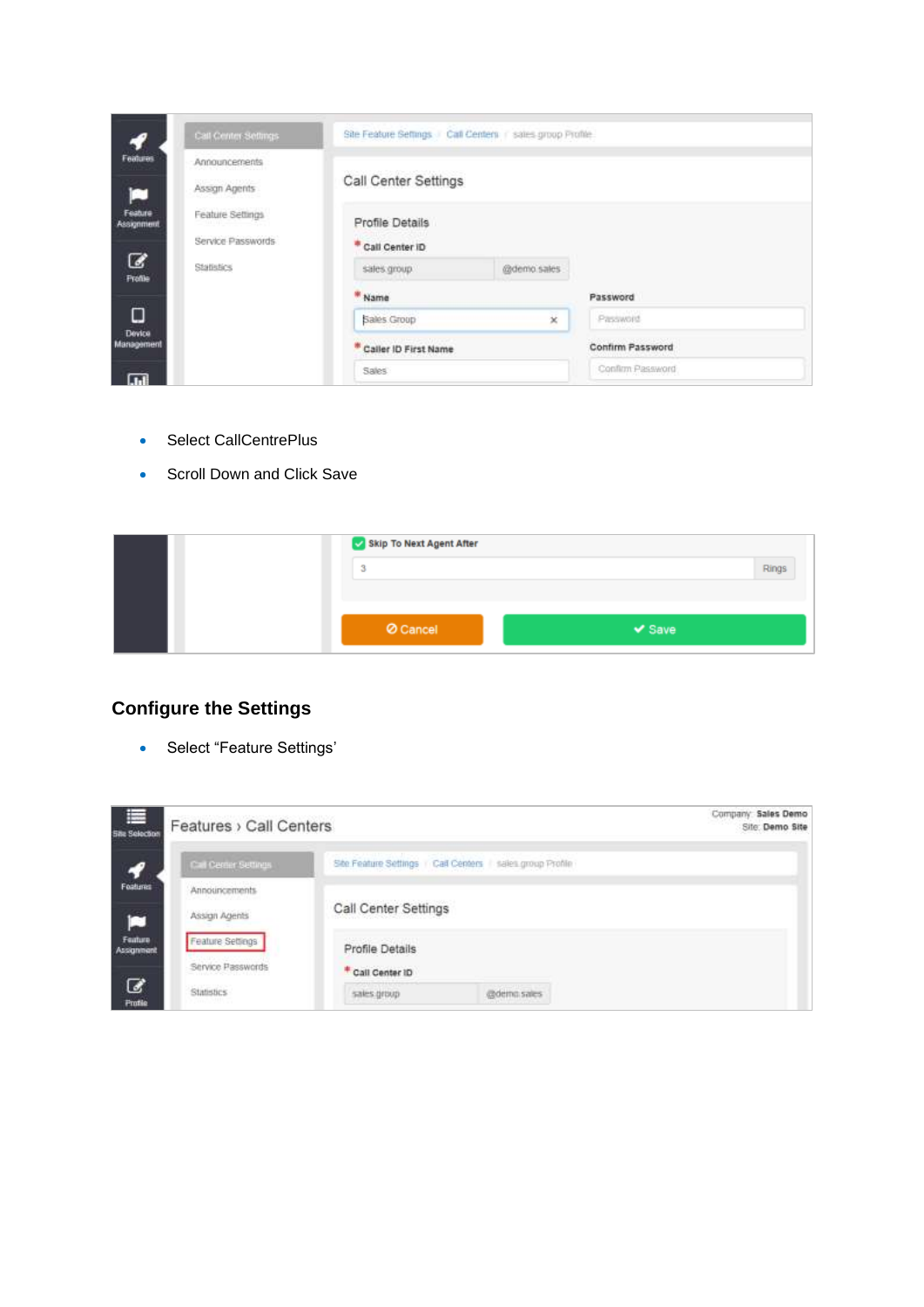- Select CallCentrePlus
- Scroll Down and Click Save

## Configure the Settings

- Select “Feature Settings’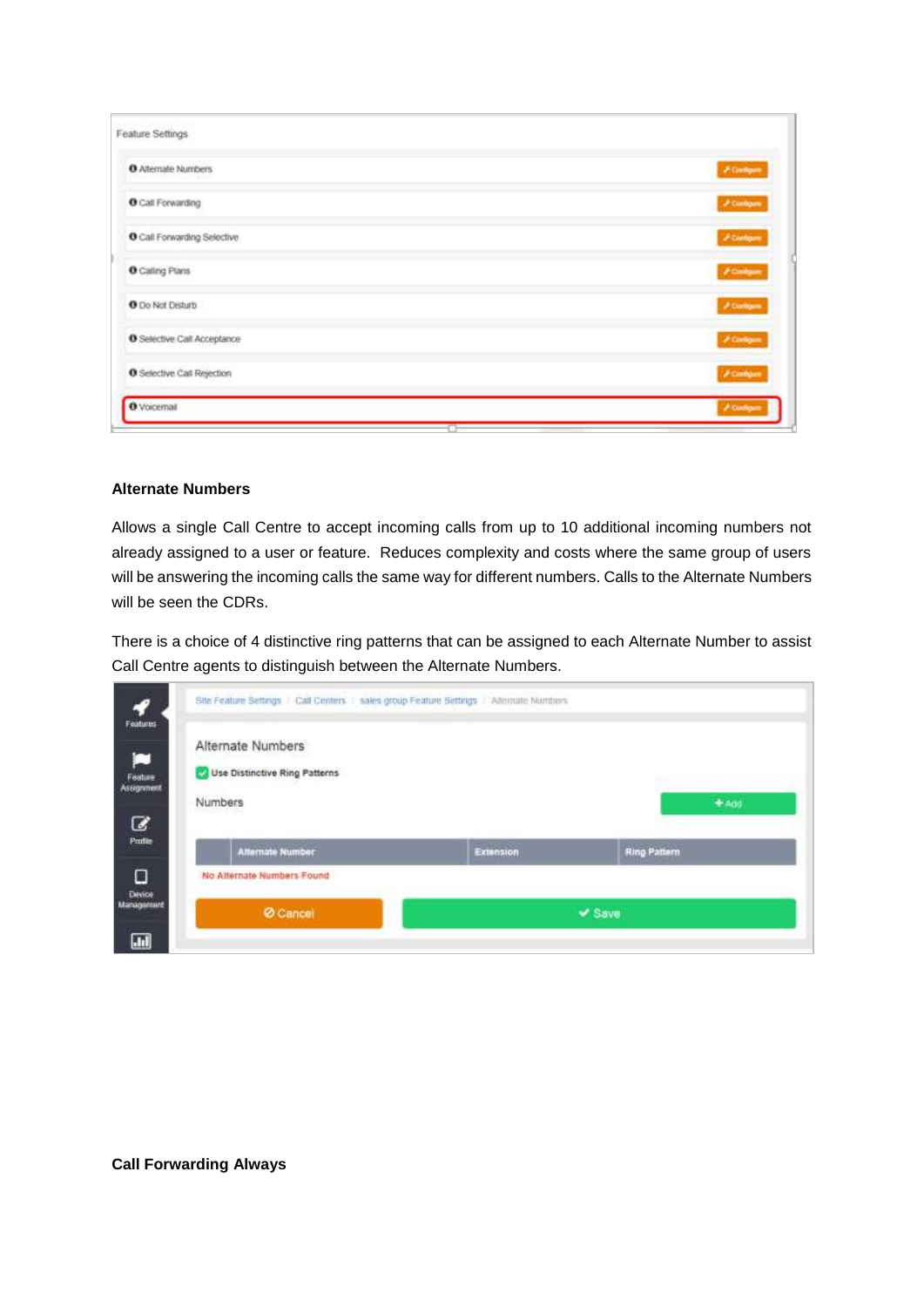## Alternate Numbers

Allows a single Call Centre to accept incoming calls from up to 10 additional incoming numbers not already assigned to a user or feature. Reduces complexity and costs where the same group of users will be answering the incoming calls the same way for different numbers. Calls to the Alternate Numbers will be seen the CDRs.

There is a choice of 4 distinctive ring patterns that can be assigned to each Alternate Number to assist Call Centre agents to distinguish between the Alternate Numbers.

## Call Forwarding Always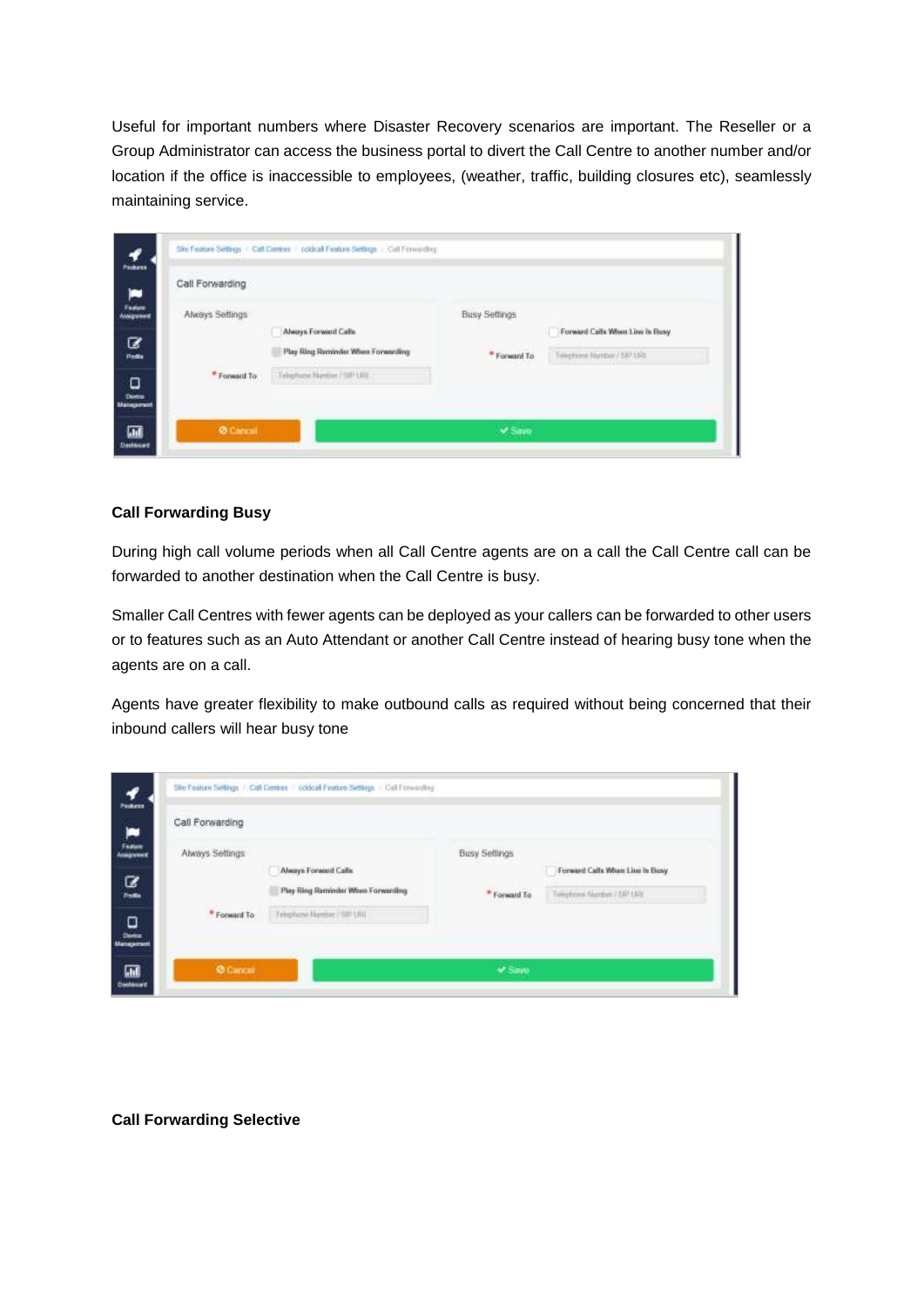Useful for important numbers where Disaster Recovery scenarios are important. The Reseller or a Group Administrator can access the business portal to divert the Call Centre to another number and/or location if the office is inaccessible to employees, (weather, traffic, building closures etc), seamlessly maintaining service.

**Call Forwarding Busy**

During high call volume periods when all Call Centre agents are on a call the Call Centre call can be forwarded to another destination when the Call Centre is busy.

Smaller Call Centres with fewer agents can be deployed as your callers can be forwarded to other users or to features such as an Auto Attendant or another Call Centre instead of hearing busy tone when the agents are on a call.

Agents have greater flexibility to make outbound calls as required without being concerned that their inbound callers will hear busy tone

**Call Forwarding Selective**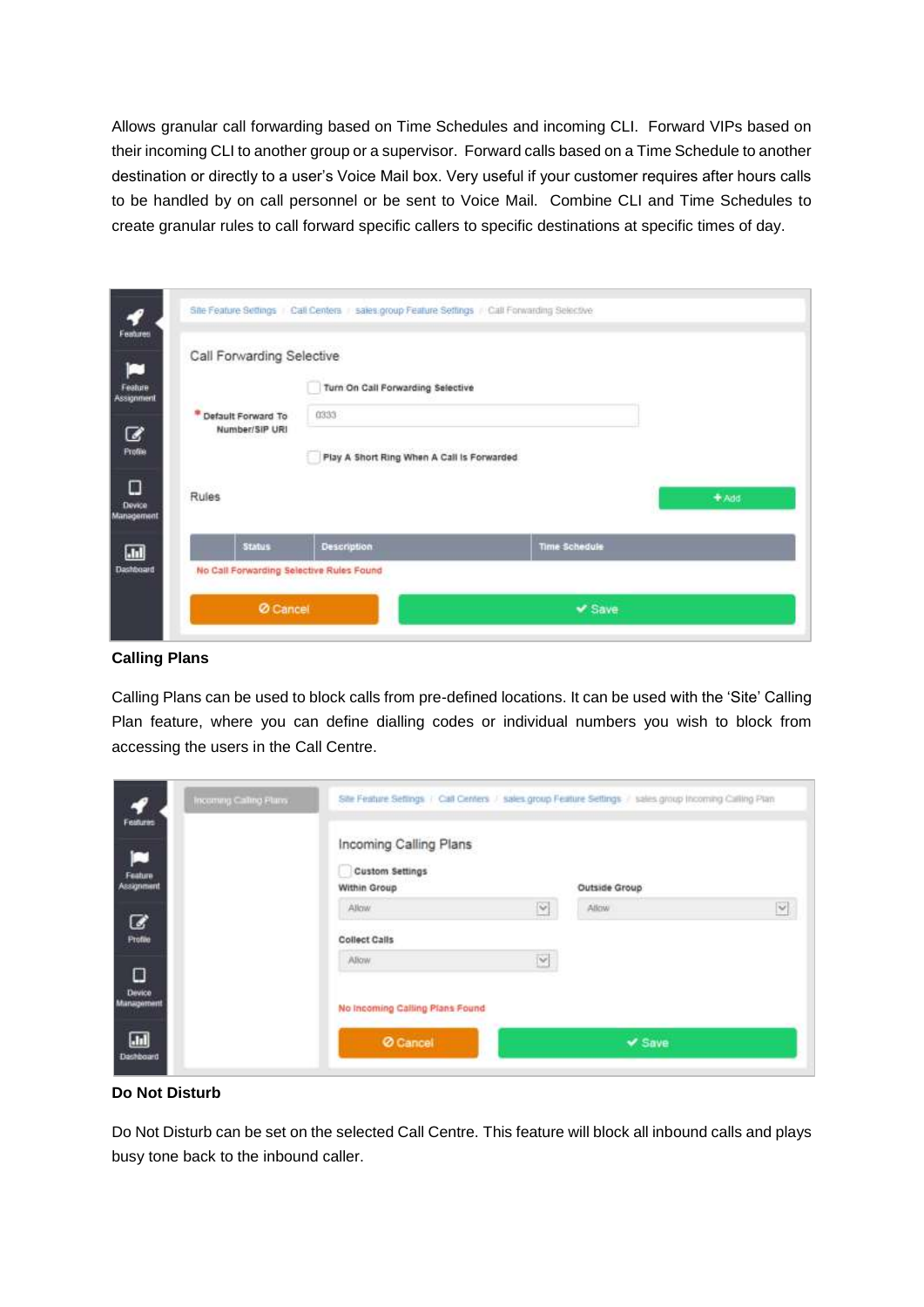Allows granular call forwarding based on Time Schedules and incoming CLI. Forward VIPs based on their incoming CLI to another group or a supervisor. Forward calls based on a Time Schedule to another destination or directly to a user's Voice Mail box. Very useful if your customer requires after hours calls to be handled by on call personnel or be sent to Voice Mail. Combine CLI and Time Schedules to create granular rules to call forward specific callers to specific destinations at specific times of day.

### Calling Plans

Calling Plans can be used to block calls from pre-defined locations. It can be used with the 'Site' Calling Plan feature, where you can define dialling codes or individual numbers you wish to block from accessing the users in the Call Centre.

### Do Not Disturb

Do Not Disturb can be set on the selected Call Centre. This feature will block all inbound calls and plays busy tone back to the inbound caller.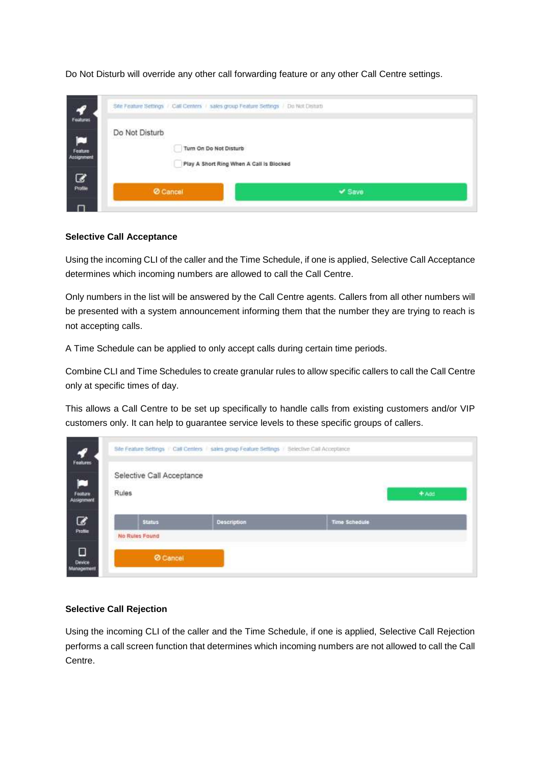Do Not Disturb will override any other call forwarding feature or any other Call Centre settings.

**Selective Call Acceptance**

Using the incoming CLI of the caller and the Time Schedule, if one is applied, Selective Call Acceptance determines which incoming numbers are allowed to call the Call Centre.

Only numbers in the list will be answered by the Call Centre agents. Callers from all other numbers will be presented with a system announcement informing them that the number they are trying to reach is not accepting calls.

A Time Schedule can be applied to only accept calls during certain time periods.

Combine CLI and Time Schedules to create granular rules to allow specific callers to call the Call Centre only at specific times of day.

This allows a Call Centre to be set up specifically to handle calls from existing customers and/or VIP customers only. It can help to guarantee service levels to these specific groups of callers.

**Selective Call Rejection**

Using the incoming CLI of the caller and the Time Schedule, if one is applied, Selective Call Rejection performs a call screen function that determines which incoming numbers are not allowed to call the Call Centre.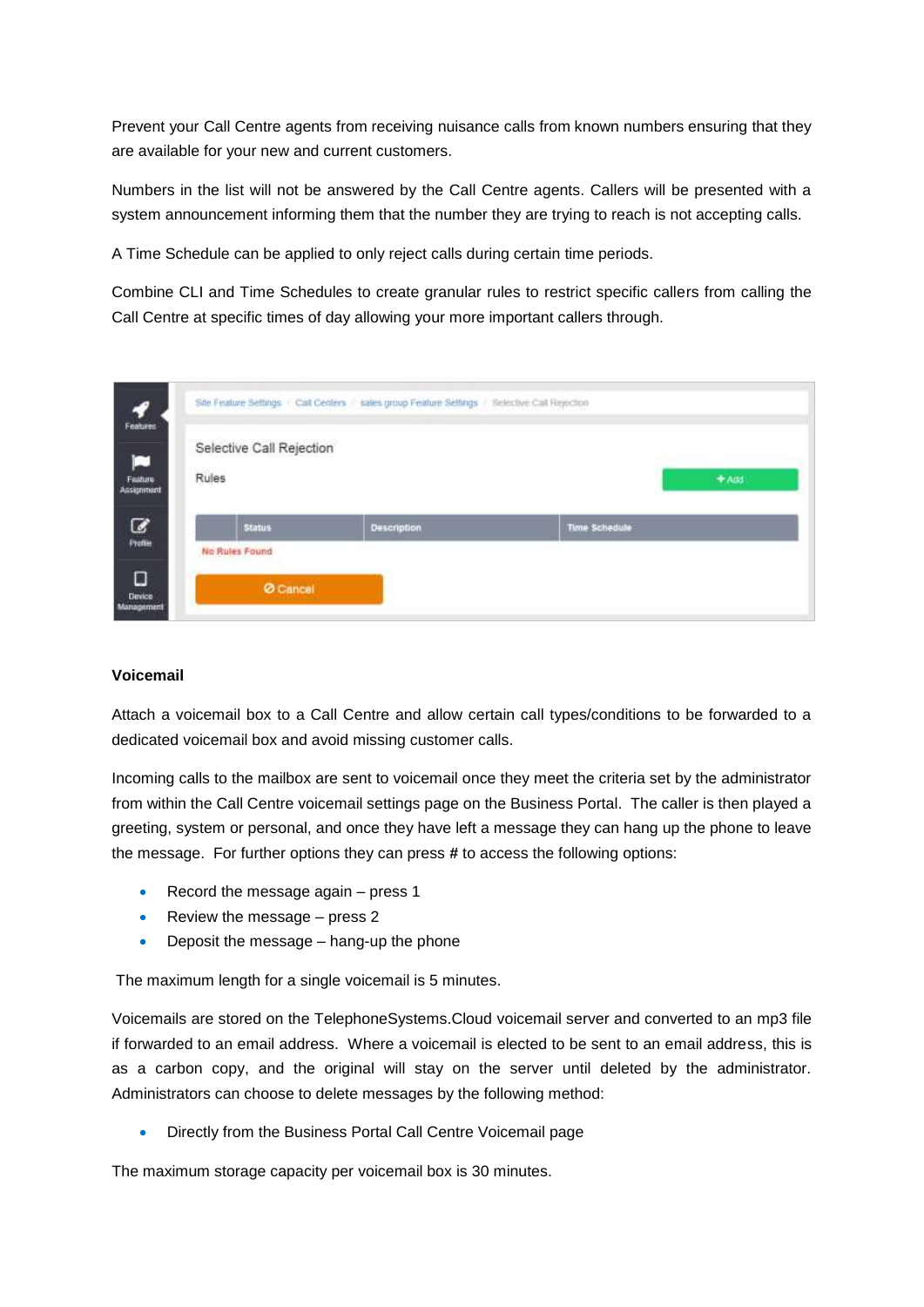Prevent your Call Centre agents from receiving nuisance calls from known numbers ensuring that they are available for your new and current customers.

Numbers in the list will not be answered by the Call Centre agents. Callers will be presented with a system announcement informing them that the number they are trying to reach is not accepting calls.

A Time Schedule can be applied to only reject calls during certain time periods.

Combine CLI and Time Schedules to create granular rules to restrict specific callers from calling the Call Centre at specific times of day allowing your more important callers through.

**Voicemail**

Attach a voicemail box to a Call Centre and allow certain call types/conditions to be forwarded to a dedicated voicemail box and avoid missing customer calls.

Incoming calls to the mailbox are sent to voicemail once they meet the criteria set by the administrator from within the Call Centre voicemail settings page on the Business Portal. The caller is then played a greeting, system or personal, and once they have left a message they can hang up the phone to leave the message. For further options they can press # to access the following options:

- Record the message again – press 1
- Review the message – press 2
- Deposit the message – hang-up the phone

The maximum length for a single voicemail is 5 minutes.

Voicemails are stored on the TelephoneSystems.Cloud voicemail server and converted to an mp3 file if forwarded to an email address. Where a voicemail is elected to be sent to an email address, this is as a carbon copy, and the original will stay on the server until deleted by the administrator. Administrators can choose to delete messages by the following method:

- Directly from the Business Portal Call Centre Voicemail page

The maximum storage capacity per voicemail box is 30 minutes.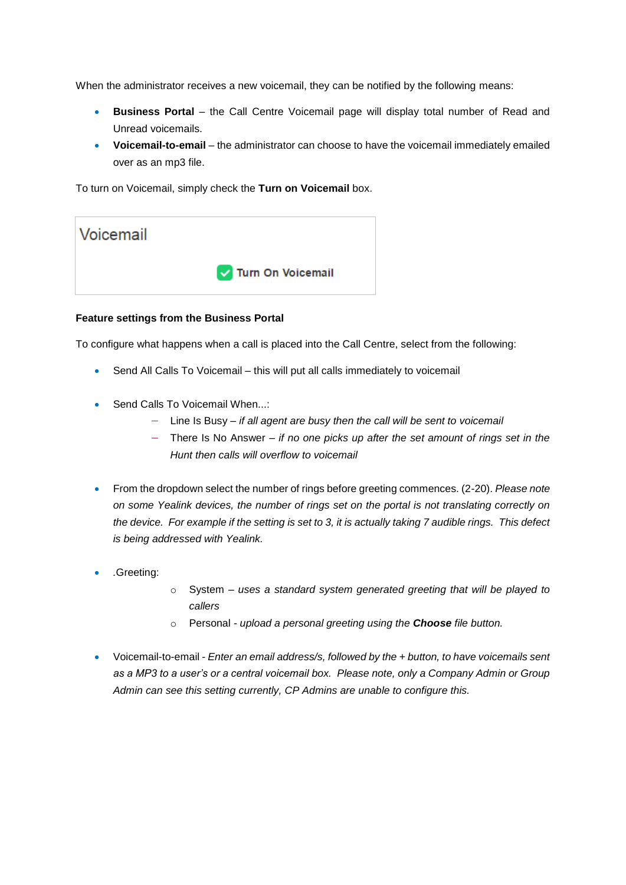When the administrator receives a new voicemail, they can be notified by the following means:

- **Business Portal** – the Call Centre Voicemail page will display total number of Read and Unread voicemails.
- **Voicemail-to-email** – the administrator can choose to have the voicemail immediately emailed over as an mp3 file.

To turn on Voicemail, simply check the **Turn on Voicemail** box.

Voicemail

Turn On Voicemail

**Feature settings from the Business Portal**

To configure what happens when a call is placed into the Call Centre, select from the following:

- Send All Calls To Voicemail – this will put all calls immediately to voicemail

- Send Calls To Voicemail When...:
  - Line Is Busy – *if all agent are busy then the call will be sent to voicemail*
  - There Is No Answer – *if no one picks up after the set amount of rings set in the Hunt then calls will overflow to voicemail*

- From the dropdown select the number of rings before greeting commences. (2-20). *Please note on some Yealink devices, the number of rings set on the portal is not translating correctly on the device. For example if the setting is set to 3, it is actually taking 7 audible rings. This defect is being addressed with Yealink.*

- .Greeting:
  - System – *uses a standard system generated greeting that will be played to callers*
  - Personal - *upload a personal greeting using the **Choose** file button.*

- Voicemail-to-email - *Enter an email address/s, followed by the + button, to have voicemails sent as a MP3 to a user's or a central voicemail box. Please note, only a Company Admin or Group Admin can see this setting currently, CP Admins are unable to configure this.*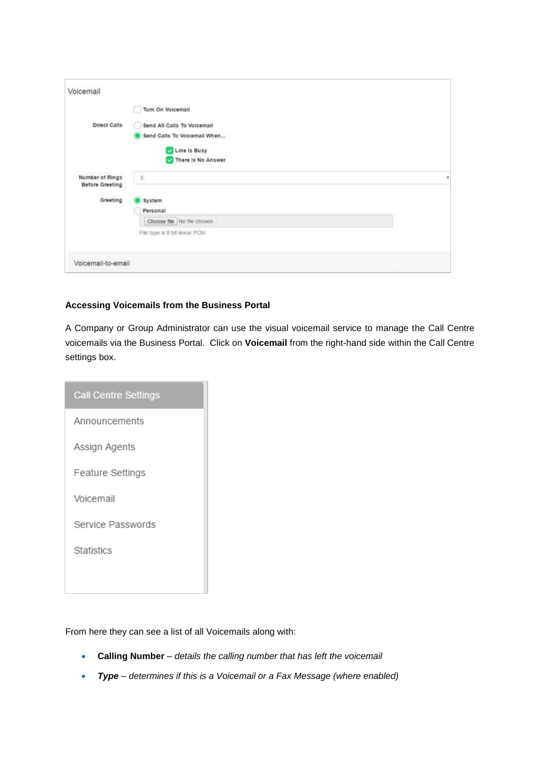Voicemail

Turn On Voicemail

Direct Calls

Send All Calls To Voicemail

Send Calls To Voicemail When...

Line Is Busy

There Is No Answer

Number of Rings Before Greeting

3

Greeting

System

Personal

Choose file No file chosen

File type is 8 bit linear PCM.

Voicemail-to-email

**Accessing Voicemails from the Business Portal**

A Company or Group Administrator can use the visual voicemail service to manage the Call Centre voicemails via the Business Portal. Click on **Voicemail** from the right-hand side within the Call Centre settings box.

Call Centre Settings

Announcements

Assign Agents

Feature Settings

Voicemail

Service Passwords

Statistics

From here they can see a list of all Voicemails along with:

- **Calling Number** – *details the calling number that has left the voicemail*
- ***Type*** *– determines if this is a Voicemail or a Fax Message (where enabled)*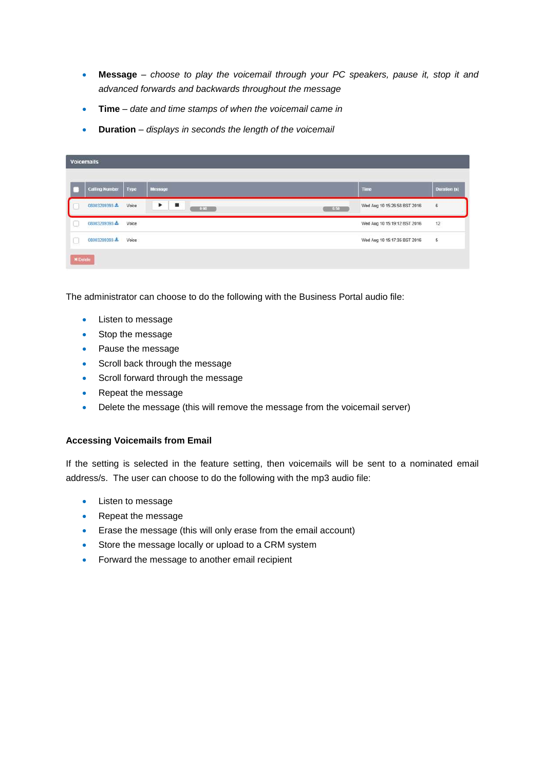- **Message** – *choose to play the voicemail through your PC speakers, pause it, stop it and advanced forwards and backwards throughout the message*
- **Time** – *date and time stamps of when the voicemail came in*
- **Duration** – *displays in seconds the length of the voicemail*

The administrator can choose to do the following with the Business Portal audio file:

- Listen to message
- Stop the message
- Pause the message
- Scroll back through the message
- Scroll forward through the message
- Repeat the message
- Delete the message (this will remove the message from the voicemail server)

**Accessing Voicemails from Email**

If the setting is selected in the feature setting, then voicemails will be sent to a nominated email address/s. The user can choose to do the following with the mp3 audio file:

- Listen to message
- Repeat the message
- Erase the message (this will only erase from the email account)
- Store the message locally or upload to a CRM system
- Forward the message to another email recipient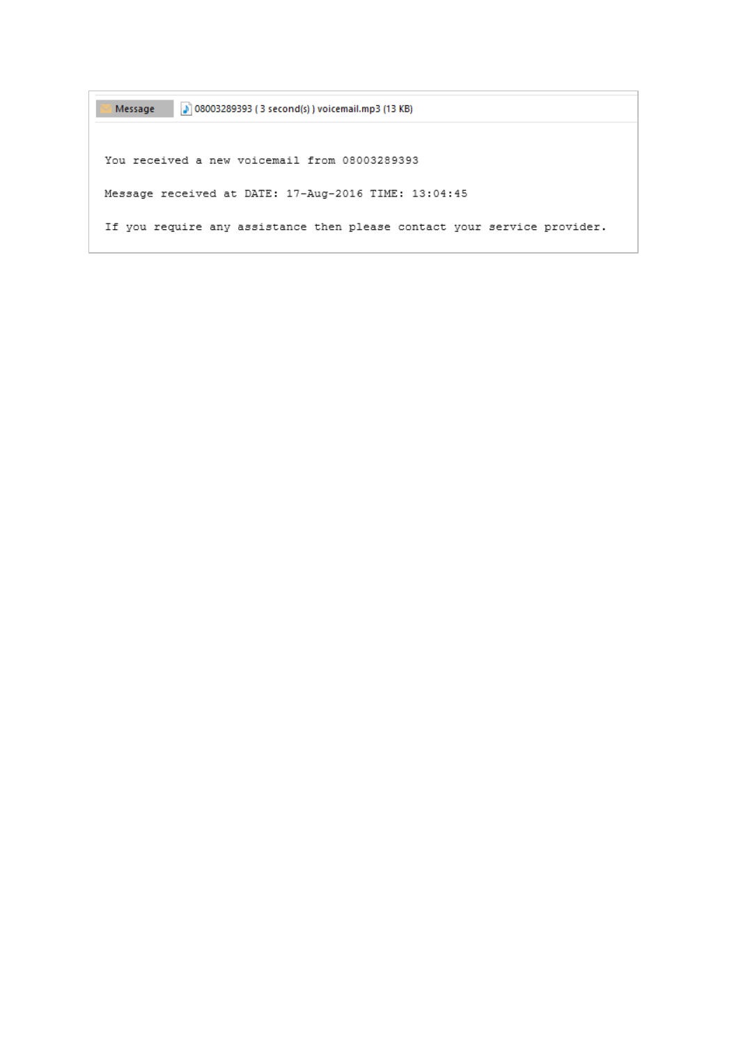Message | 08003289393 ( 3 second(s) ) voicemail.mp3 (13 KB)

You received a new voicemail from 08003289393

Message received at DATE: 17-Aug-2016 TIME: 13:04:45

If you require any assistance then please contact your service provider.